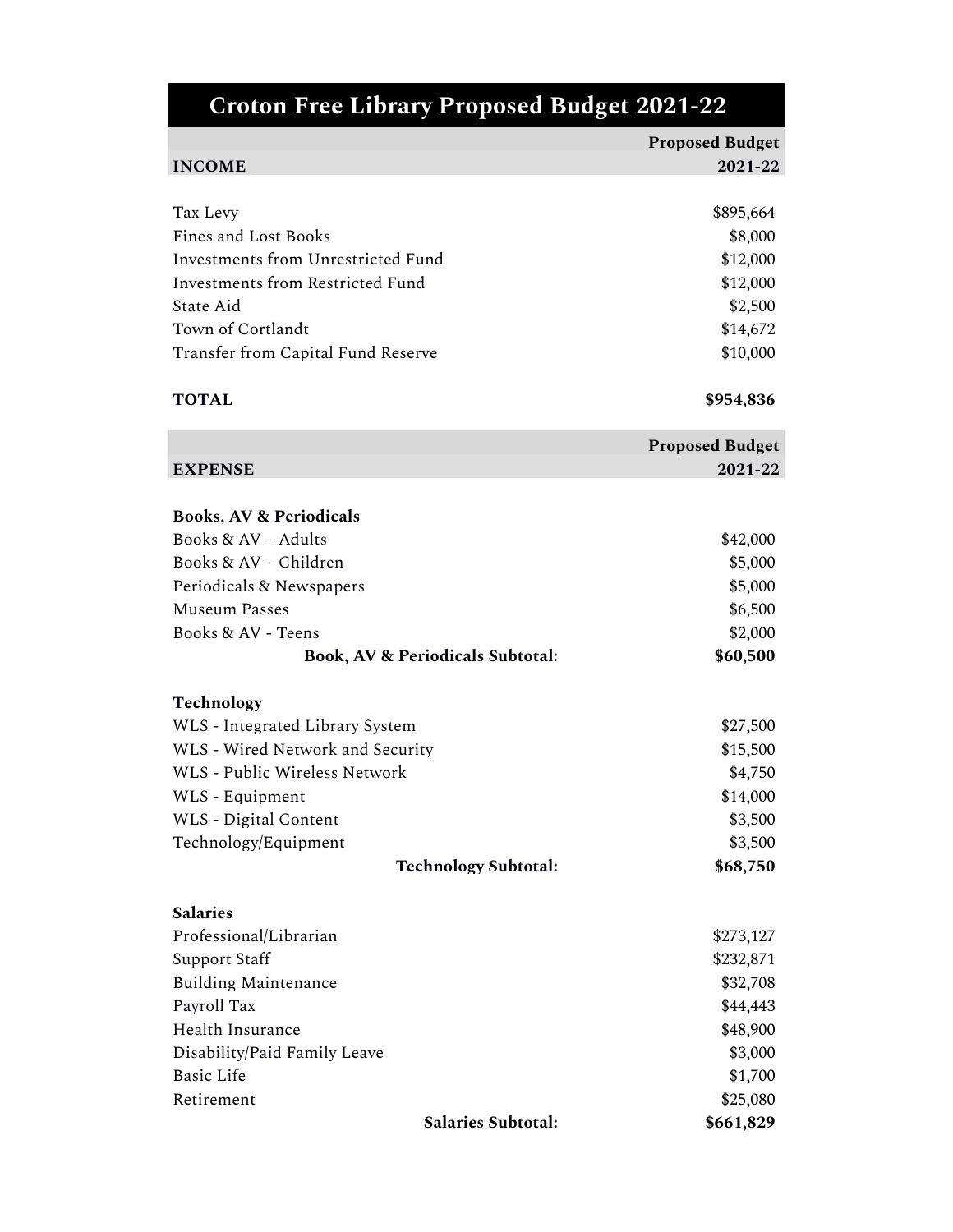# Croton Free Library Proposed Budget 2021-22

| INCOME | Proposed Budget 2021-22 |
|---|---|
| Tax Levy | $895,664 |
| Fines and Lost Books | $8,000 |
| Investments from Unrestricted Fund | $12,000 |
| Investments from Restricted Fund | $12,000 |
| State Aid | $2,500 |
| Town of Cortlandt | $14,672 |
| Transfer from Capital Fund Reserve | $10,000 |
| **TOTAL** | **$954,836** |

| EXPENSE | Proposed Budget 2021-22 |
|---|---|
| **Books, AV & Periodicals** | |
| Books & AV – Adults | $42,000 |
| Books & AV – Children | $5,000 |
| Periodicals & Newspapers | $5,000 |
| Museum Passes | $6,500 |
| Books & AV - Teens | $2,000 |
| **Book, AV & Periodicals Subtotal:** | **$60,500** |
| **Technology** | |
| WLS - Integrated Library System | $27,500 |
| WLS - Wired Network and Security | $15,500 |
| WLS - Public Wireless Network | $4,750 |
| WLS - Equipment | $14,000 |
| WLS - Digital Content | $3,500 |
| Technology/Equipment | $3,500 |
| **Technology Subtotal:** | **$68,750** |
| **Salaries** | |
| Professional/Librarian | $273,127 |
| Support Staff | $232,871 |
| Building Maintenance | $32,708 |
| Payroll Tax | $44,443 |
| Health Insurance | $48,900 |
| Disability/Paid Family Leave | $3,000 |
| Basic Life | $1,700 |
| Retirement | $25,080 |
| **Salaries Subtotal:** | **$661,829** |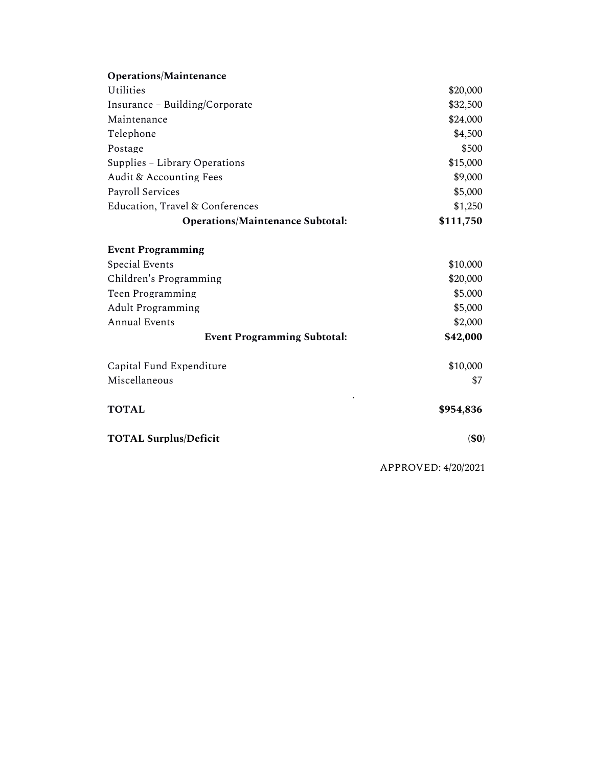| | |
|---|---|
| **Operations/Maintenance** | |
| Utilities | $20,000 |
| Insurance – Building/Corporate | $32,500 |
| Maintenance | $24,000 |
| Telephone | $4,500 |
| Postage | $500 |
| Supplies – Library Operations | $15,000 |
| Audit & Accounting Fees | $9,000 |
| Payroll Services | $5,000 |
| Education, Travel & Conferences | $1,250 |
| **Operations/Maintenance Subtotal:** | **$111,750** |
| | |
| **Event Programming** | |
| Special Events | $10,000 |
| Children's Programming | $20,000 |
| Teen Programming | $5,000 |
| Adult Programming | $5,000 |
| Annual Events | $2,000 |
| **Event Programming Subtotal:** | **$42,000** |
| | |
| Capital Fund Expenditure | $10,000 |
| Miscellaneous | $7 |
| | |
| **TOTAL** | **$954,836** |
| | |
| **TOTAL Surplus/Deficit** | (**$0**) |

APPROVED: 4/20/2021